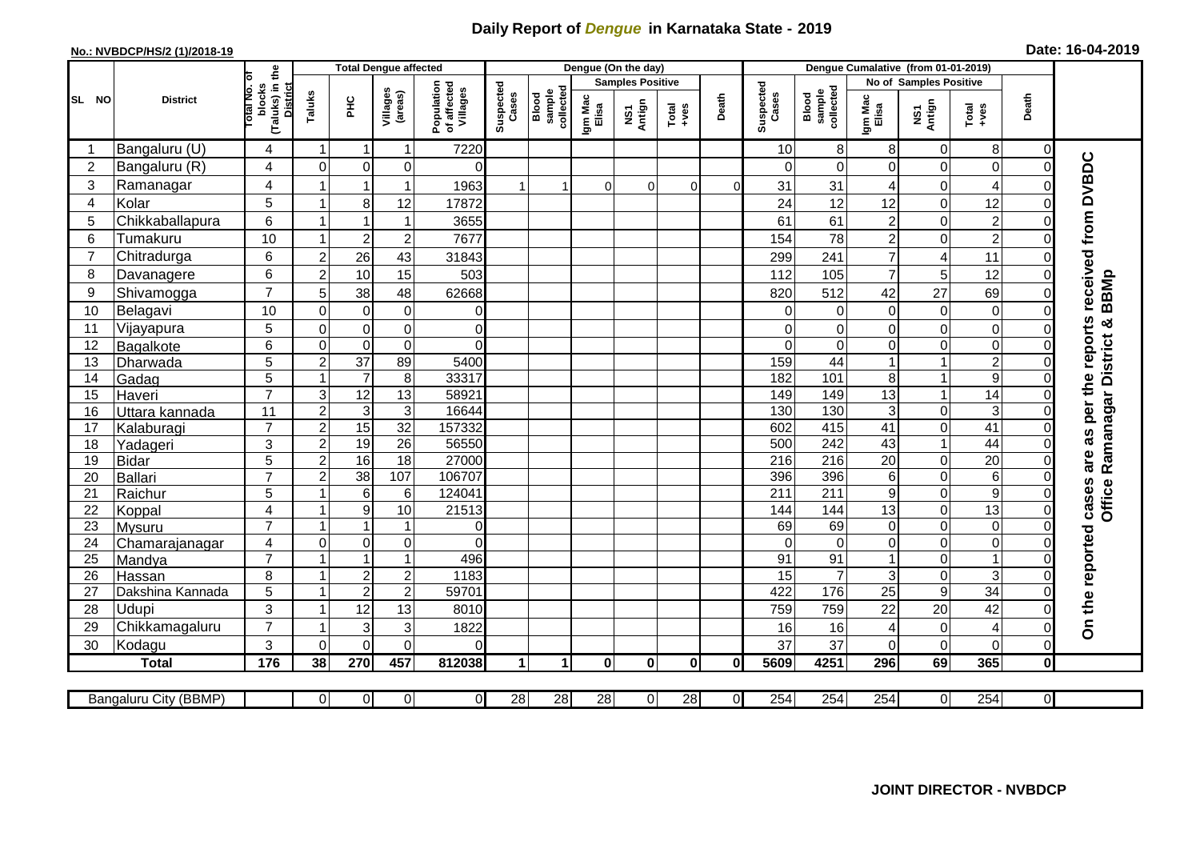# Daily Report of *Dengue* in Karnataka State - 2019

**No.: NVBDCP/HS/2 (1)/2018-19**

**Date: 16-04-2019**

| SL NO | District | Total No. of blocks (Taluks) in the District | Total Dengue affected | | | | Dengue (On the day) | | | | | | | Dengue Cumalative (from 01-01-2019) | | | | | | | |
|---|---|---|---|---|---|---|---|---|---|---|---|---|---|---|---|---|---|---|---|---|
| | | | Taluks | PHC | Villages (areas) | Population of affected Villages | Suspected Cases | Blood sample collected | Samples Positive | | | Death | Suspected Cases | Blood sample collected | No of Samples Positive | | | Death | |
| | | | | | | | | | Igm Mac Elisa | NS1 Antign | Total +ves | | | | Igm Mac Elisa | NS1 Antign | Total +ves | | |
| 1 | Bangaluru (U) | 4 | 1 | 1 | 1 | 7220 | | | | | | | 10 | 8 | 8 | 0 | 8 | 0 | On the reported cases are as per the reports received from DVBDC Office Ramanagar District & BBMp |
| 2 | Bangaluru (R) | 4 | 0 | 0 | 0 | 0 | | | | | | | 0 | 0 | 0 | 0 | 0 | 0 | |
| 3 | Ramanagar | 4 | 1 | 1 | 1 | 1963 | 1 | 1 | 0 | 0 | 0 | 0 | 31 | 31 | 4 | 0 | 4 | 0 | |
| 4 | Kolar | 5 | 1 | 8 | 12 | 17872 | | | | | | | 24 | 12 | 12 | 0 | 12 | 0 | |
| 5 | Chikkaballapura | 6 | 1 | 1 | 1 | 3655 | | | | | | | 61 | 61 | 2 | 0 | 2 | 0 | |
| 6 | Tumakuru | 10 | 1 | 2 | 2 | 7677 | | | | | | | 154 | 78 | 2 | 0 | 2 | 0 | |
| 7 | Chitradurga | 6 | 2 | 26 | 43 | 31843 | | | | | | | 299 | 241 | 7 | 4 | 11 | 0 | |
| 8 | Davanagere | 6 | 2 | 10 | 15 | 503 | | | | | | | 112 | 105 | 7 | 5 | 12 | 0 | |
| 9 | Shivamogga | 7 | 5 | 38 | 48 | 62668 | | | | | | | 820 | 512 | 42 | 27 | 69 | 0 | |
| 10 | Belagavi | 10 | 0 | 0 | 0 | 0 | | | | | | | 0 | 0 | 0 | 0 | 0 | 0 | |
| 11 | Vijayapura | 5 | 0 | 0 | 0 | 0 | | | | | | | 0 | 0 | 0 | 0 | 0 | 0 | |
| 12 | Bagalkote | 6 | 0 | 0 | 0 | 0 | | | | | | | 0 | 0 | 0 | 0 | 0 | 0 | |
| 13 | Dharwada | 5 | 2 | 37 | 89 | 5400 | | | | | | | 159 | 44 | 1 | 1 | 2 | 0 | |
| 14 | Gadag | 5 | 1 | 7 | 8 | 33317 | | | | | | | 182 | 101 | 8 | 1 | 9 | 0 | |
| 15 | Haveri | 7 | 3 | 12 | 13 | 58921 | | | | | | | 149 | 149 | 13 | 1 | 14 | 0 | |
| 16 | Uttara kannada | 11 | 2 | 3 | 3 | 16644 | | | | | | | 130 | 130 | 3 | 0 | 3 | 0 | |
| 17 | Kalaburagi | 7 | 2 | 15 | 32 | 157332 | | | | | | | 602 | 415 | 41 | 0 | 41 | 0 | |
| 18 | Yadageri | 3 | 2 | 19 | 26 | 56550 | | | | | | | 500 | 242 | 43 | 1 | 44 | 0 | |
| 19 | Bidar | 5 | 2 | 16 | 18 | 27000 | | | | | | | 216 | 216 | 20 | 0 | 20 | 0 | |
| 20 | Ballari | 7 | 2 | 38 | 107 | 106707 | | | | | | | 396 | 396 | 6 | 0 | 6 | 0 | |
| 21 | Raichur | 5 | 1 | 6 | 6 | 124041 | | | | | | | 211 | 211 | 9 | 0 | 9 | 0 | |
| 22 | Koppal | 4 | 1 | 9 | 10 | 21513 | | | | | | | 144 | 144 | 13 | 0 | 13 | 0 | |
| 23 | Mysuru | 7 | 1 | 1 | 1 | 0 | | | | | | | 69 | 69 | 0 | 0 | 0 | 0 | |
| 24 | Chamarajanagar | 4 | 0 | 0 | 0 | 0 | | | | | | | 0 | 0 | 0 | 0 | 0 | 0 | |
| 25 | Mandya | 7 | 1 | 1 | 1 | 496 | | | | | | | 91 | 91 | 1 | 0 | 1 | 0 | |
| 26 | Hassan | 8 | 1 | 2 | 2 | 1183 | | | | | | | 15 | 7 | 3 | 0 | 3 | 0 | |
| 27 | Dakshina Kannada | 5 | 1 | 2 | 2 | 59701 | | | | | | | 422 | 176 | 25 | 9 | 34 | 0 | |
| 28 | Udupi | 3 | 1 | 12 | 13 | 8010 | | | | | | | 759 | 759 | 22 | 20 | 42 | 0 | |
| 29 | Chikkamagaluru | 7 | 1 | 3 | 3 | 1822 | | | | | | | 16 | 16 | 4 | 0 | 4 | 0 | |
| 30 | Kodagu | 3 | 0 | 0 | 0 | 0 | | | | | | | 37 | 37 | 0 | 0 | 0 | 0 | |
| | **Total** | **176** | **38** | **270** | **457** | **812038** | **1** | **1** | **0** | **0** | **0** | **0** | **5609** | **4251** | **296** | **69** | **365** | **0** | |

| Bangaluru City (BBMP) | | 0 | 0 | 0 | 0 | 28 | 28 | 28 | 0 | 28 | 0 | 254 | 254 | 254 | 0 | 254 | 0 |
|---|---|---|---|---|---|---|---|---|---|---|---|---|---|---|---|---|---|

**JOINT DIRECTOR - NVBDCP**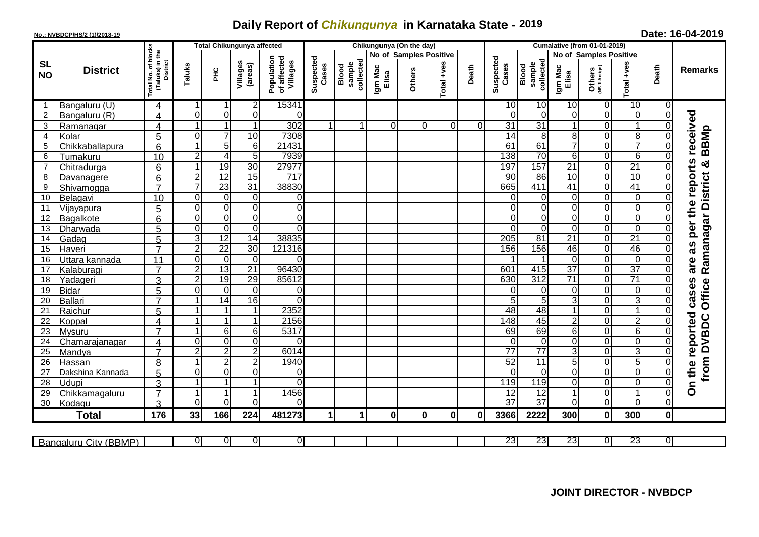# Daily Report of *Chikungunya* in Karnataka State - 2019

**No.: NVBDCP/HS/2 (1)/2018-19**

**Date: 16-04-2019**

| SL NO | District | Total No. of blocks (Taluks) in the District | Total Chikungunya affected | | | | Chikungunya (On the day) | | | | | | | Cumalative (from 01-01-2019) | | | | | | | Remarks |
|---|---|---|---|---|---|---|---|---|---|---|---|---|---|---|---|---|---|---|---|---|---|
| | | | Taluks | PHC | Villages (areas) | Population of affected Villages | Suspected Cases | Blood sample collected | No of Samples Positive | | | Death | Suspected Cases | Blood sample collected | No of Samples Positive | | | Death | |
| | | | | | | | | | Igm Mac Elisa | Others | Total +ves | | | | Igm Mac Elisa | Others (NS 1 Antign) | Total +ves | | |
| 1 | Bangaluru (U) | 4 | 1 | 1 | 2 | 15341 | | | | | | | 10 | 10 | 10 | 0 | 10 | 0 | On the reported cases are as per the reports received from DVBDC Office Ramanagar District & BBMp |
| 2 | Bangaluru (R) | 4 | 0 | 0 | 0 | 0 | | | | | | | 0 | 0 | 0 | 0 | 0 | 0 | |
| 3 | Ramanagar | 4 | 1 | 1 | 1 | 302 | 1 | 1 | 0 | 0 | 0 | 0 | 31 | 31 | 1 | 0 | 1 | 0 | |
| 4 | Kolar | 5 | 0 | 7 | 10 | 7308 | | | | | | | 14 | 8 | 8 | 0 | 8 | 0 | |
| 5 | Chikkaballapura | 6 | 1 | 5 | 6 | 21431 | | | | | | | 61 | 61 | 7 | 0 | 7 | 0 | |
| 6 | Tumakuru | 10 | 2 | 4 | 5 | 7939 | | | | | | | 138 | 70 | 6 | 0 | 6 | 0 | |
| 7 | Chitradurga | 6 | 1 | 19 | 30 | 27977 | | | | | | | 197 | 157 | 21 | 0 | 21 | 0 | |
| 8 | Davanagere | 6 | 2 | 12 | 15 | 717 | | | | | | | 90 | 86 | 10 | 0 | 10 | 0 | |
| 9 | Shivamogga | 7 | 7 | 23 | 31 | 38830 | | | | | | | 665 | 411 | 41 | 0 | 41 | 0 | |
| 10 | Belagavi | 10 | 0 | 0 | 0 | 0 | | | | | | | 0 | 0 | 0 | 0 | 0 | 0 | |
| 11 | Vijayapura | 5 | 0 | 0 | 0 | 0 | | | | | | | 0 | 0 | 0 | 0 | 0 | 0 | |
| 12 | Bagalkote | 6 | 0 | 0 | 0 | 0 | | | | | | | 0 | 0 | 0 | 0 | 0 | 0 | |
| 13 | Dharwada | 5 | 0 | 0 | 0 | 0 | | | | | | | 0 | 0 | 0 | 0 | 0 | 0 | |
| 14 | Gadag | 5 | 3 | 12 | 14 | 38835 | | | | | | | 205 | 81 | 21 | 0 | 21 | 0 | |
| 15 | Haveri | 7 | 2 | 22 | 30 | 121316 | | | | | | | 156 | 156 | 46 | 0 | 46 | 0 | |
| 16 | Uttara kannada | 11 | 0 | 0 | 0 | 0 | | | | | | | 1 | 1 | 0 | 0 | 0 | 0 | |
| 17 | Kalaburagi | 7 | 2 | 13 | 21 | 96430 | | | | | | | 601 | 415 | 37 | 0 | 37 | 0 | |
| 18 | Yadageri | 3 | 2 | 19 | 29 | 85612 | | | | | | | 630 | 312 | 71 | 0 | 71 | 0 | |
| 19 | Bidar | 5 | 0 | 0 | 0 | 0 | | | | | | | 0 | 0 | 0 | 0 | 0 | 0 | |
| 20 | Ballari | 7 | 1 | 14 | 16 | 0 | | | | | | | 5 | 5 | 3 | 0 | 3 | 0 | |
| 21 | Raichur | 5 | 1 | 1 | 1 | 2352 | | | | | | | 48 | 48 | 1 | 0 | 1 | 0 | |
| 22 | Koppal | 4 | 1 | 1 | 1 | 2156 | | | | | | | 148 | 45 | 2 | 0 | 2 | 0 | |
| 23 | Mysuru | 7 | 1 | 6 | 6 | 5317 | | | | | | | 69 | 69 | 6 | 0 | 6 | 0 | |
| 24 | Chamarajanagar | 4 | 0 | 0 | 0 | 0 | | | | | | | 0 | 0 | 0 | 0 | 0 | 0 | |
| 25 | Mandya | 7 | 2 | 2 | 2 | 6014 | | | | | | | 77 | 77 | 3 | 0 | 3 | 0 | |
| 26 | Hassan | 8 | 1 | 2 | 2 | 1940 | | | | | | | 52 | 11 | 5 | 0 | 5 | 0 | |
| 27 | Dakshina Kannada | 5 | 0 | 0 | 0 | 0 | | | | | | | 0 | 0 | 0 | 0 | 0 | 0 | |
| 28 | Udupi | 3 | 1 | 1 | 1 | 0 | | | | | | | 119 | 119 | 0 | 0 | 0 | 0 | |
| 29 | Chikkamagaluru | 7 | 1 | 1 | 1 | 1456 | | | | | | | 12 | 12 | 1 | 0 | 1 | 0 | |
| 30 | Kodagu | 3 | 0 | 0 | 0 | 0 | | | | | | | 37 | 37 | 0 | 0 | 0 | 0 | |
| **Total** | | **176** | **33** | **166** | **224** | **481273** | **1** | **1** | **0** | **0** | **0** | **0** | **3366** | **2222** | **300** | **0** | **300** | **0** | |

| | | | | | | | | | | | | | | | | | | |
|---|---|---|---|---|---|---|---|---|---|---|---|---|---|---|---|---|---|---|
| Bangaluru City (BBMP) | | 0 | 0 | 0 | 0 | | | | | | | 23 | 23 | 23 | 0 | 23 | 0 | |

**JOINT DIRECTOR - NVBDCP**